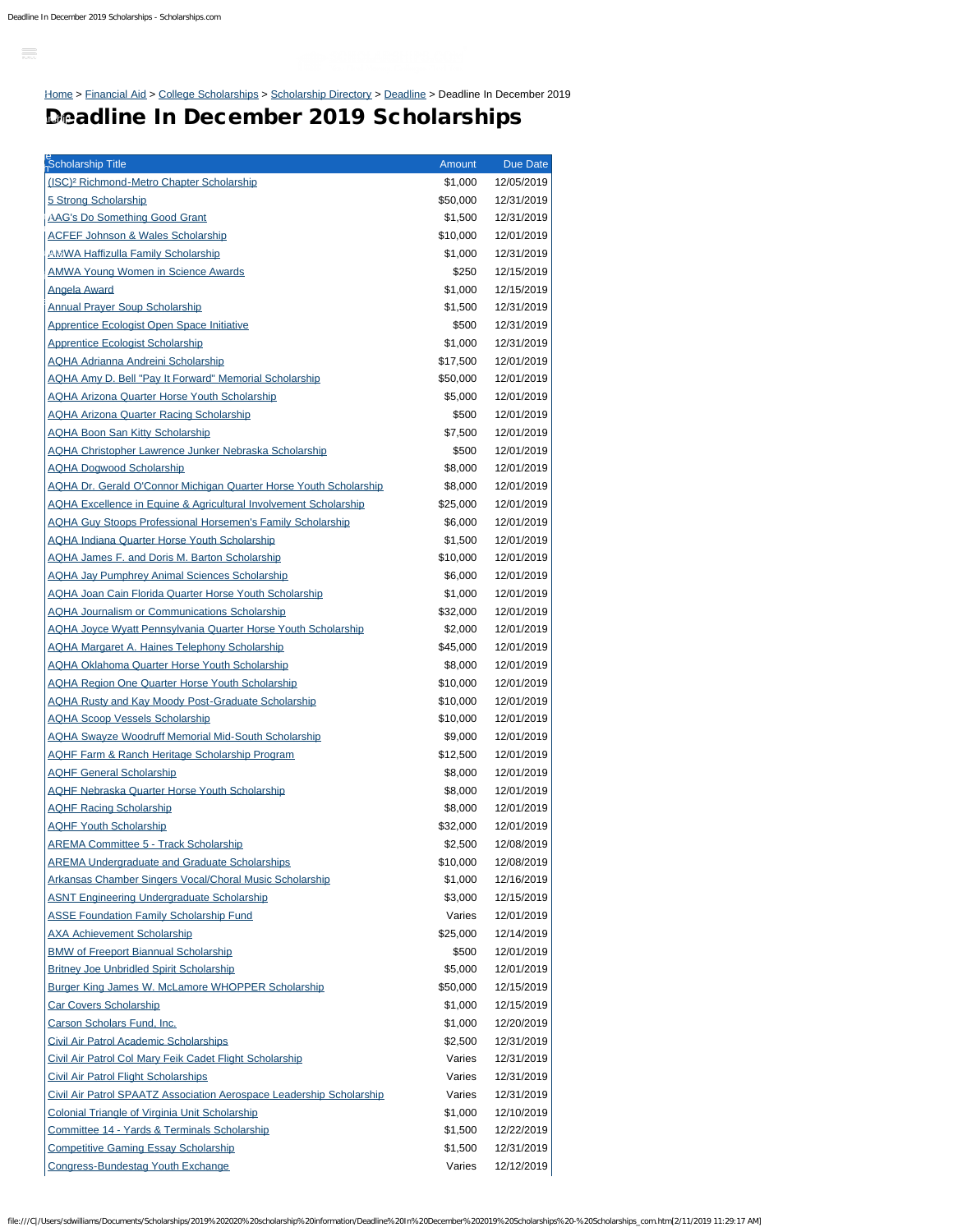Home > Financial Aid > College Scholarships > Scholarship Directory > Deadline > Deadline In December 2019

# Deadline In December 2019 Scholarships

| Scholarship Title | Amount | Due Date |
|---|---|---|
| (ISC)² Richmond-Metro Chapter Scholarship | $1,000 | 12/05/2019 |
| 5 Strong Scholarship | $50,000 | 12/31/2019 |
| AAG's Do Something Good Grant | $1,500 | 12/31/2019 |
| ACFEF Johnson & Wales Scholarship | $10,000 | 12/01/2019 |
| AMWA Haffizulla Family Scholarship | $1,000 | 12/31/2019 |
| AMWA Young Women in Science Awards | $250 | 12/15/2019 |
| Angela Award | $1,000 | 12/15/2019 |
| Annual Prayer Soup Scholarship | $1,500 | 12/31/2019 |
| Apprentice Ecologist Open Space Initiative | $500 | 12/31/2019 |
| Apprentice Ecologist Scholarship | $1,000 | 12/31/2019 |
| AQHA Adrianna Andreini Scholarship | $17,500 | 12/01/2019 |
| AQHA Amy D. Bell "Pay It Forward" Memorial Scholarship | $50,000 | 12/01/2019 |
| AQHA Arizona Quarter Horse Youth Scholarship | $5,000 | 12/01/2019 |
| AQHA Arizona Quarter Racing Scholarship | $500 | 12/01/2019 |
| AQHA Boon San Kitty Scholarship | $7,500 | 12/01/2019 |
| AQHA Christopher Lawrence Junker Nebraska Scholarship | $500 | 12/01/2019 |
| AQHA Dogwood Scholarship | $8,000 | 12/01/2019 |
| AQHA Dr. Gerald O'Connor Michigan Quarter Horse Youth Scholarship | $8,000 | 12/01/2019 |
| AQHA Excellence in Equine & Agricultural Involvement Scholarship | $25,000 | 12/01/2019 |
| AQHA Guy Stoops Professional Horsemen's Family Scholarship | $6,000 | 12/01/2019 |
| AQHA Indiana Quarter Horse Youth Scholarship | $1,500 | 12/01/2019 |
| AQHA James F. and Doris M. Barton Scholarship | $10,000 | 12/01/2019 |
| AQHA Jay Pumphrey Animal Sciences Scholarship | $6,000 | 12/01/2019 |
| AQHA Joan Cain Florida Quarter Horse Youth Scholarship | $1,000 | 12/01/2019 |
| AQHA Journalism or Communications Scholarship | $32,000 | 12/01/2019 |
| AQHA Joyce Wyatt Pennsylvania Quarter Horse Youth Scholarship | $2,000 | 12/01/2019 |
| AQHA Margaret A. Haines Telephony Scholarship | $45,000 | 12/01/2019 |
| AQHA Oklahoma Quarter Horse Youth Scholarship | $8,000 | 12/01/2019 |
| AQHA Region One Quarter Horse Youth Scholarship | $10,000 | 12/01/2019 |
| AQHA Rusty and Kay Moody Post-Graduate Scholarship | $10,000 | 12/01/2019 |
| AQHA Scoop Vessels Scholarship | $10,000 | 12/01/2019 |
| AQHA Swayze Woodruff Memorial Mid-South Scholarship | $9,000 | 12/01/2019 |
| AQHF Farm & Ranch Heritage Scholarship Program | $12,500 | 12/01/2019 |
| AQHF General Scholarship | $8,000 | 12/01/2019 |
| AQHF Nebraska Quarter Horse Youth Scholarship | $8,000 | 12/01/2019 |
| AQHF Racing Scholarship | $8,000 | 12/01/2019 |
| AQHF Youth Scholarship | $32,000 | 12/01/2019 |
| AREMA Committee 5 - Track Scholarship | $2,500 | 12/08/2019 |
| AREMA Undergraduate and Graduate Scholarships | $10,000 | 12/08/2019 |
| Arkansas Chamber Singers Vocal/Choral Music Scholarship | $1,000 | 12/16/2019 |
| ASNT Engineering Undergraduate Scholarship | $3,000 | 12/15/2019 |
| ASSE Foundation Family Scholarship Fund | Varies | 12/01/2019 |
| AXA Achievement Scholarship | $25,000 | 12/14/2019 |
| BMW of Freeport Biannual Scholarship | $500 | 12/01/2019 |
| Britney Joe Unbridled Spirit Scholarship | $5,000 | 12/01/2019 |
| Burger King James W. McLamore WHOPPER Scholarship | $50,000 | 12/15/2019 |
| Car Covers Scholarship | $1,000 | 12/15/2019 |
| Carson Scholars Fund, Inc. | $1,000 | 12/20/2019 |
| Civil Air Patrol Academic Scholarships | $2,500 | 12/31/2019 |
| Civil Air Patrol Col Mary Feik Cadet Flight Scholarship | Varies | 12/31/2019 |
| Civil Air Patrol Flight Scholarships | Varies | 12/31/2019 |
| Civil Air Patrol SPAATZ Association Aerospace Leadership Scholarship | Varies | 12/31/2019 |
| Colonial Triangle of Virginia Unit Scholarship | $1,000 | 12/10/2019 |
| Committee 14 - Yards & Terminals Scholarship | $1,500 | 12/22/2019 |
| Competitive Gaming Essay Scholarship | $1,500 | 12/31/2019 |
| Congress-Bundestag Youth Exchange | Varies | 12/12/2019 |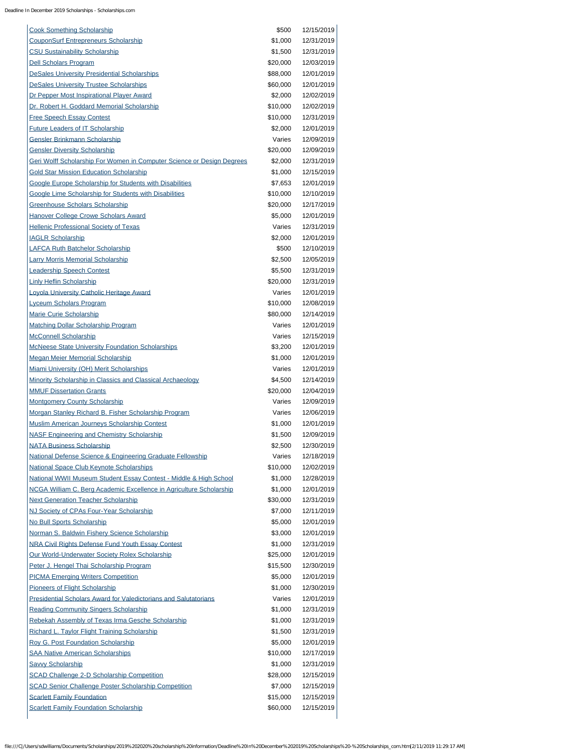| | | |
|---|---|---|
| Cook Something Scholarship | $500 | 12/15/2019 |
| CouponSurf Entrepreneurs Scholarship | $1,000 | 12/31/2019 |
| CSU Sustainability Scholarship | $1,500 | 12/31/2019 |
| Dell Scholars Program | $20,000 | 12/03/2019 |
| DeSales University Presidential Scholarships | $88,000 | 12/01/2019 |
| DeSales University Trustee Scholarships | $60,000 | 12/01/2019 |
| Dr Pepper Most Inspirational Player Award | $2,000 | 12/02/2019 |
| Dr. Robert H. Goddard Memorial Scholarship | $10,000 | 12/02/2019 |
| Free Speech Essay Contest | $10,000 | 12/31/2019 |
| Future Leaders of IT Scholarship | $2,000 | 12/01/2019 |
| Gensler Brinkmann Scholarship | Varies | 12/09/2019 |
| Gensler Diversity Scholarship | $20,000 | 12/09/2019 |
| Geri Wolff Scholarship For Women in Computer Science or Design Degrees | $2,000 | 12/31/2019 |
| Gold Star Mission Education Scholarship | $1,000 | 12/15/2019 |
| Google Europe Scholarship for Students with Disabilities | $7,653 | 12/01/2019 |
| Google Lime Scholarship for Students with Disabilities | $10,000 | 12/10/2019 |
| Greenhouse Scholars Scholarship | $20,000 | 12/17/2019 |
| Hanover College Crowe Scholars Award | $5,000 | 12/01/2019 |
| Hellenic Professional Society of Texas | Varies | 12/31/2019 |
| IAGLR Scholarship | $2,000 | 12/01/2019 |
| LAFCA Ruth Batchelor Scholarship | $500 | 12/10/2019 |
| Larry Morris Memorial Scholarship | $2,500 | 12/05/2019 |
| Leadership Speech Contest | $5,500 | 12/31/2019 |
| Linly Heflin Scholarship | $20,000 | 12/31/2019 |
| Loyola University Catholic Heritage Award | Varies | 12/01/2019 |
| Lyceum Scholars Program | $10,000 | 12/08/2019 |
| Marie Curie Scholarship | $80,000 | 12/14/2019 |
| Matching Dollar Scholarship Program | Varies | 12/01/2019 |
| McConnell Scholarship | Varies | 12/15/2019 |
| McNeese State University Foundation Scholarships | $3,200 | 12/01/2019 |
| Megan Meier Memorial Scholarship | $1,000 | 12/01/2019 |
| Miami University (OH) Merit Scholarships | Varies | 12/01/2019 |
| Minority Scholarship in Classics and Classical Archaeology | $4,500 | 12/14/2019 |
| MMUF Dissertation Grants | $20,000 | 12/04/2019 |
| Montgomery County Scholarship | Varies | 12/09/2019 |
| Morgan Stanley Richard B. Fisher Scholarship Program | Varies | 12/06/2019 |
| Muslim American Journeys Scholarship Contest | $1,000 | 12/01/2019 |
| NASF Engineering and Chemistry Scholarship | $1,500 | 12/09/2019 |
| NATA Business Scholarship | $2,500 | 12/30/2019 |
| National Defense Science & Engineering Graduate Fellowship | Varies | 12/18/2019 |
| National Space Club Keynote Scholarships | $10,000 | 12/02/2019 |
| National WWII Museum Student Essay Contest - Middle & High School | $1,000 | 12/28/2019 |
| NCGA William C. Berg Academic Excellence in Agriculture Scholarship | $1,000 | 12/01/2019 |
| Next Generation Teacher Scholarship | $30,000 | 12/31/2019 |
| NJ Society of CPAs Four-Year Scholarship | $7,000 | 12/11/2019 |
| No Bull Sports Scholarship | $5,000 | 12/01/2019 |
| Norman S. Baldwin Fishery Science Scholarship | $3,000 | 12/01/2019 |
| NRA Civil Rights Defense Fund Youth Essay Contest | $1,000 | 12/31/2019 |
| Our World-Underwater Society Rolex Scholarship | $25,000 | 12/01/2019 |
| Peter J. Hengel Thai Scholarship Program | $15,500 | 12/30/2019 |
| PICMA Emerging Writers Competition | $5,000 | 12/01/2019 |
| Pioneers of Flight Scholarship | $1,000 | 12/30/2019 |
| Presidential Scholars Award for Valedictorians and Salutatorians | Varies | 12/01/2019 |
| Reading Community Singers Scholarship | $1,000 | 12/31/2019 |
| Rebekah Assembly of Texas Irma Gesche Scholarship | $1,000 | 12/31/2019 |
| Richard L. Taylor Flight Training Scholarship | $1,500 | 12/31/2019 |
| Roy G. Post Foundation Scholarship | $5,000 | 12/01/2019 |
| SAA Native American Scholarships | $10,000 | 12/17/2019 |
| Savvy Scholarship | $1,000 | 12/31/2019 |
| SCAD Challenge 2-D Scholarship Competition | $28,000 | 12/15/2019 |
| SCAD Senior Challenge Poster Scholarship Competition | $7,000 | 12/15/2019 |
| Scarlett Family Foundation | $15,000 | 12/15/2019 |
| Scarlett Family Foundation Scholarship | $60,000 | 12/15/2019 |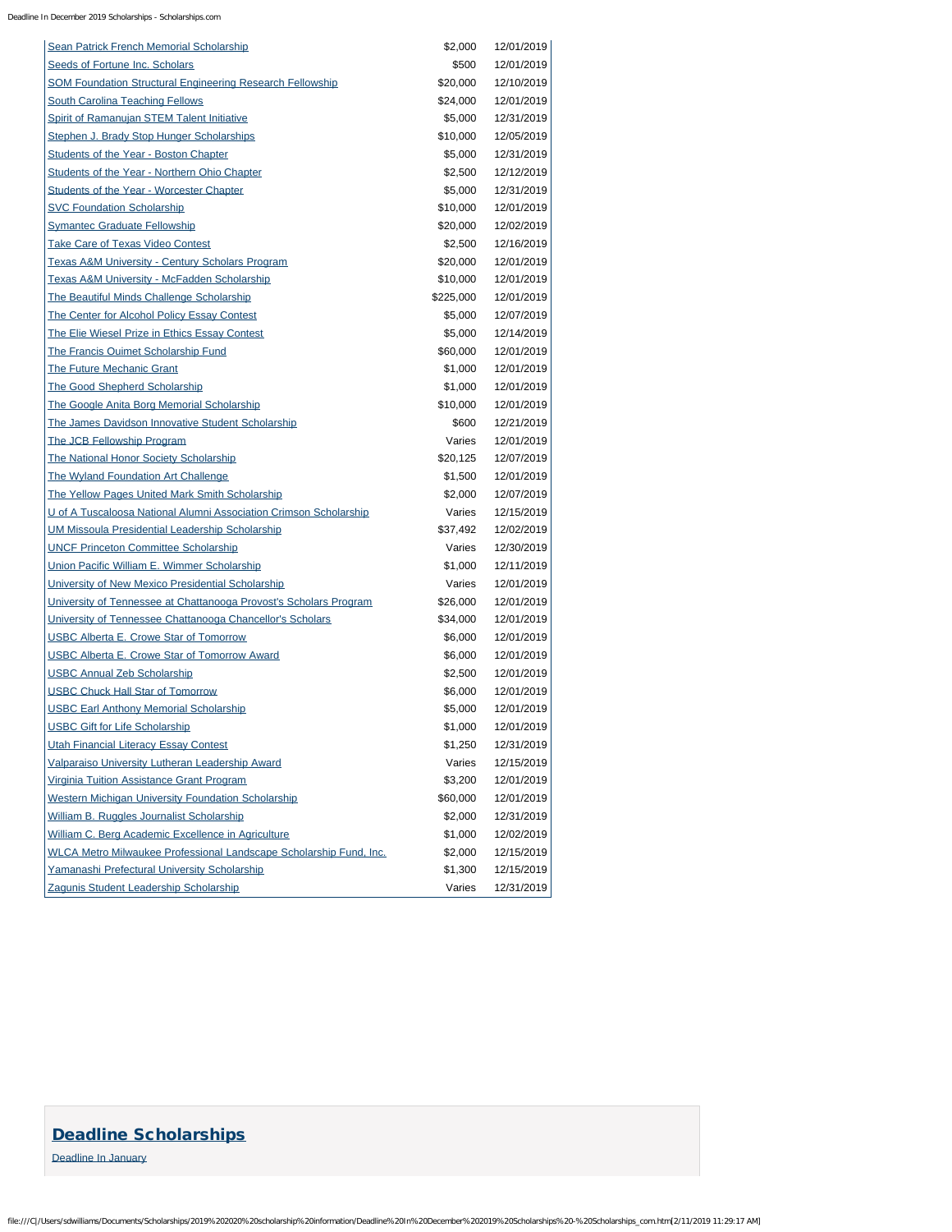| | | |
|---|---|---|
| Sean Patrick French Memorial Scholarship | $2,000 | 12/01/2019 |
| Seeds of Fortune Inc. Scholars | $500 | 12/01/2019 |
| SOM Foundation Structural Engineering Research Fellowship | $20,000 | 12/10/2019 |
| South Carolina Teaching Fellows | $24,000 | 12/01/2019 |
| Spirit of Ramanujan STEM Talent Initiative | $5,000 | 12/31/2019 |
| Stephen J. Brady Stop Hunger Scholarships | $10,000 | 12/05/2019 |
| Students of the Year - Boston Chapter | $5,000 | 12/31/2019 |
| Students of the Year - Northern Ohio Chapter | $2,500 | 12/12/2019 |
| Students of the Year - Worcester Chapter | $5,000 | 12/31/2019 |
| SVC Foundation Scholarship | $10,000 | 12/01/2019 |
| Symantec Graduate Fellowship | $20,000 | 12/02/2019 |
| Take Care of Texas Video Contest | $2,500 | 12/16/2019 |
| Texas A&M University - Century Scholars Program | $20,000 | 12/01/2019 |
| Texas A&M University - McFadden Scholarship | $10,000 | 12/01/2019 |
| The Beautiful Minds Challenge Scholarship | $225,000 | 12/01/2019 |
| The Center for Alcohol Policy Essay Contest | $5,000 | 12/07/2019 |
| The Elie Wiesel Prize in Ethics Essay Contest | $5,000 | 12/14/2019 |
| The Francis Ouimet Scholarship Fund | $60,000 | 12/01/2019 |
| The Future Mechanic Grant | $1,000 | 12/01/2019 |
| The Good Shepherd Scholarship | $1,000 | 12/01/2019 |
| The Google Anita Borg Memorial Scholarship | $10,000 | 12/01/2019 |
| The James Davidson Innovative Student Scholarship | $600 | 12/21/2019 |
| The JCB Fellowship Program | Varies | 12/01/2019 |
| The National Honor Society Scholarship | $20,125 | 12/07/2019 |
| The Wyland Foundation Art Challenge | $1,500 | 12/01/2019 |
| The Yellow Pages United Mark Smith Scholarship | $2,000 | 12/07/2019 |
| U of A Tuscaloosa National Alumni Association Crimson Scholarship | Varies | 12/15/2019 |
| UM Missoula Presidential Leadership Scholarship | $37,492 | 12/02/2019 |
| UNCF Princeton Committee Scholarship | Varies | 12/30/2019 |
| Union Pacific William E. Wimmer Scholarship | $1,000 | 12/11/2019 |
| University of New Mexico Presidential Scholarship | Varies | 12/01/2019 |
| University of Tennessee at Chattanooga Provost's Scholars Program | $26,000 | 12/01/2019 |
| University of Tennessee Chattanooga Chancellor's Scholars | $34,000 | 12/01/2019 |
| USBC Alberta E. Crowe Star of Tomorrow | $6,000 | 12/01/2019 |
| USBC Alberta E. Crowe Star of Tomorrow Award | $6,000 | 12/01/2019 |
| USBC Annual Zeb Scholarship | $2,500 | 12/01/2019 |
| USBC Chuck Hall Star of Tomorrow | $6,000 | 12/01/2019 |
| USBC Earl Anthony Memorial Scholarship | $5,000 | 12/01/2019 |
| USBC Gift for Life Scholarship | $1,000 | 12/01/2019 |
| Utah Financial Literacy Essay Contest | $1,250 | 12/31/2019 |
| Valparaiso University Lutheran Leadership Award | Varies | 12/15/2019 |
| Virginia Tuition Assistance Grant Program | $3,200 | 12/01/2019 |
| Western Michigan University Foundation Scholarship | $60,000 | 12/01/2019 |
| William B. Ruggles Journalist Scholarship | $2,000 | 12/31/2019 |
| William C. Berg Academic Excellence in Agriculture | $1,000 | 12/02/2019 |
| WLCA Metro Milwaukee Professional Landscape Scholarship Fund, Inc. | $2,000 | 12/15/2019 |
| Yamanashi Prefectural University Scholarship | $1,300 | 12/15/2019 |
| Zagunis Student Leadership Scholarship | Varies | 12/31/2019 |

## Deadline Scholarships

Deadline In January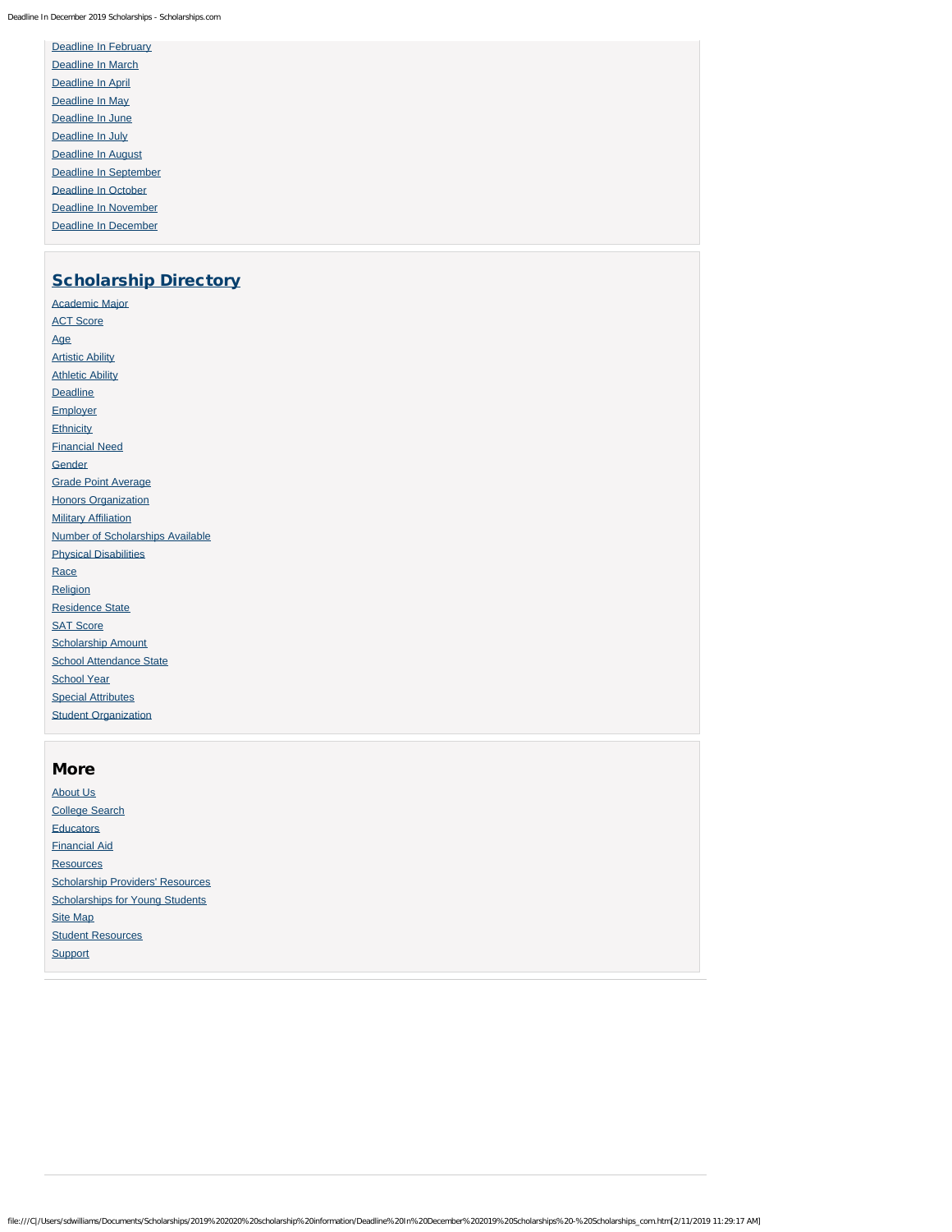- Deadline In February
- Deadline In March
- Deadline In April
- Deadline In May
- Deadline In June
- Deadline In July
- Deadline In August
- Deadline In September
- Deadline In October
- Deadline In November
- Deadline In December

## Scholarship Directory

- Academic Major
- ACT Score
- Age
- Artistic Ability
- Athletic Ability
- Deadline
- Employer
- Ethnicity
- Financial Need
- Gender
- Grade Point Average
- Honors Organization
- Military Affiliation
- Number of Scholarships Available
- Physical Disabilities
- Race
- Religion
- Residence State
- SAT Score
- Scholarship Amount
- School Attendance State
- School Year
- Special Attributes
- Student Organization

## More

- About Us
- College Search
- Educators
- Financial Aid
- Resources
- Scholarship Providers' Resources
- Scholarships for Young Students
- Site Map
- Student Resources
- Support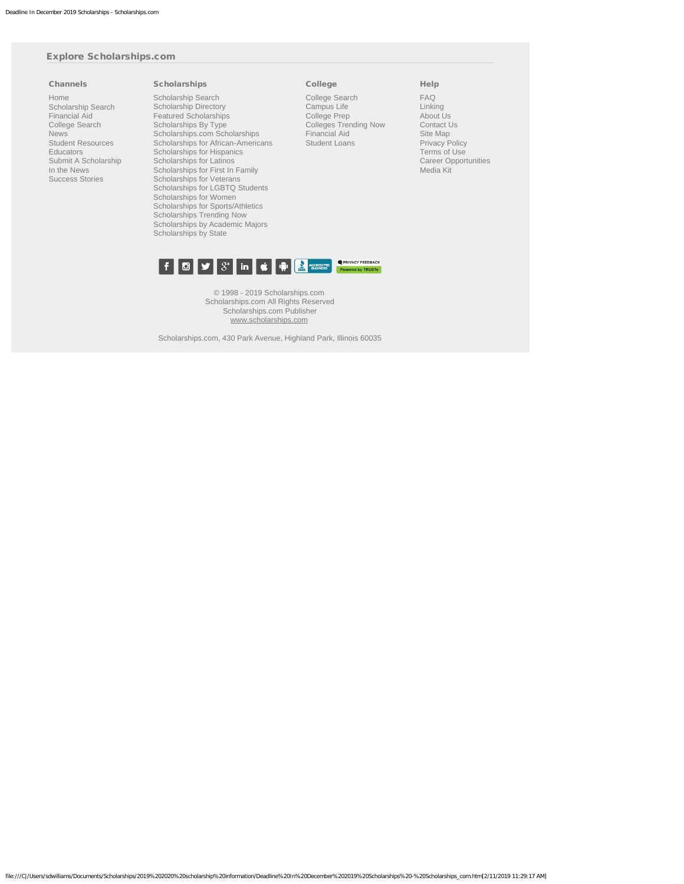## Explore Scholarships.com

### Channels

Home
Scholarship Search
Financial Aid
College Search
News
Student Resources
Educators
Submit A Scholarship
In the News
Success Stories

### Scholarships

Scholarship Search
Scholarship Directory
Featured Scholarships
Scholarships By Type
Scholarships.com Scholarships
Scholarships for African-Americans
Scholarships for Hispanics
Scholarships for Latinos
Scholarships for First In Family
Scholarships for Veterans
Scholarships for LGBTQ Students
Scholarships for Women
Scholarships for Sports/Athletics
Scholarships Trending Now
Scholarships by Academic Majors
Scholarships by State

### College

College Search
Campus Life
College Prep
Colleges Trending Now
Financial Aid
Student Loans

### Help

FAQ
Linking
About Us
Contact Us
Site Map
Privacy Policy
Terms of Use
Career Opportunities
Media Kit

PRIVACY FEEDBACK
Powered by TRUSTe

© 1998 - 2019 Scholarships.com
Scholarships.com All Rights Reserved
Scholarships.com Publisher
www.scholarships.com

Scholarships.com, 430 Park Avenue, Highland Park, Illinois 60035